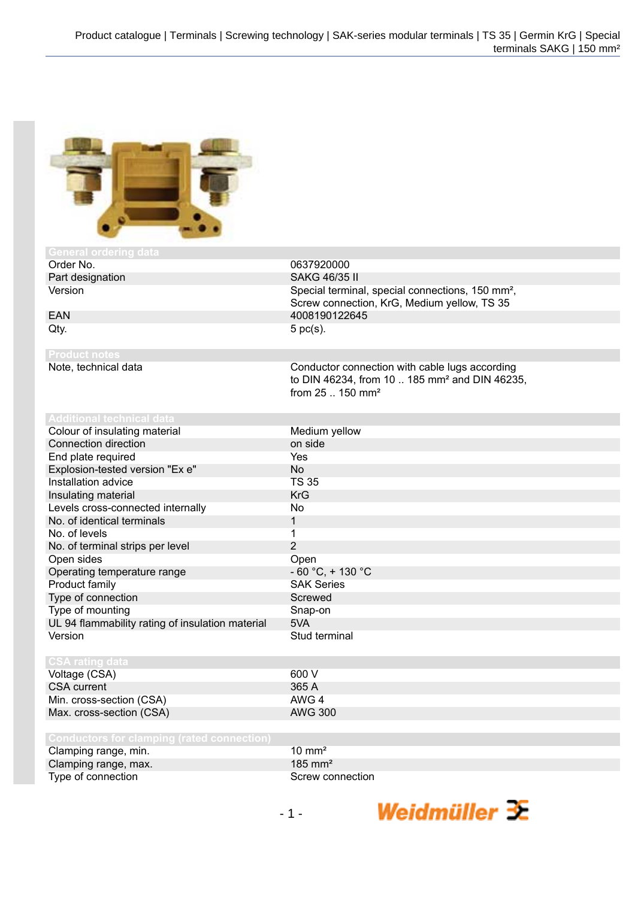## General ordering data

| | |
|---|---|
| Order No. | 0637920000 |
| Part designation | SAKG 46/35 II |
| Version | Special terminal, special connections, 150 mm², Screw connection, KrG, Medium yellow, TS 35 |
| EAN | 4008190122645 |
| Qty. | 5 pc(s). |

## Product notes

| | |
|---|---|
| Note, technical data | Conductor connection with cable lugs according to DIN 46234, from 10 .. 185 mm² and DIN 46235, from 25 .. 150 mm² |

## Additional technical data

| | |
|---|---|
| Colour of insulating material | Medium yellow |
| Connection direction | on side |
| End plate required | Yes |
| Explosion-tested version "Ex e" | No |
| Installation advice | TS 35 |
| Insulating material | KrG |
| Levels cross-connected internally | No |
| No. of identical terminals | 1 |
| No. of levels | 1 |
| No. of terminal strips per level | 2 |
| Open sides | Open |
| Operating temperature range | - 60 °C, + 130 °C |
| Product family | SAK Series |
| Type of connection | Screwed |
| Type of mounting | Snap-on |
| UL 94 flammability rating of insulation material | 5VA |
| Version | Stud terminal |

## CSA rating data

| | |
|---|---|
| Voltage (CSA) | 600 V |
| CSA current | 365 A |
| Min. cross-section (CSA) | AWG 4 |
| Max. cross-section (CSA) | AWG 300 |

## Conductors for clamping (rated connection)

| | |
|---|---|
| Clamping range, min. | 10 mm² |
| Clamping range, max. | 185 mm² |
| Type of connection | Screw connection |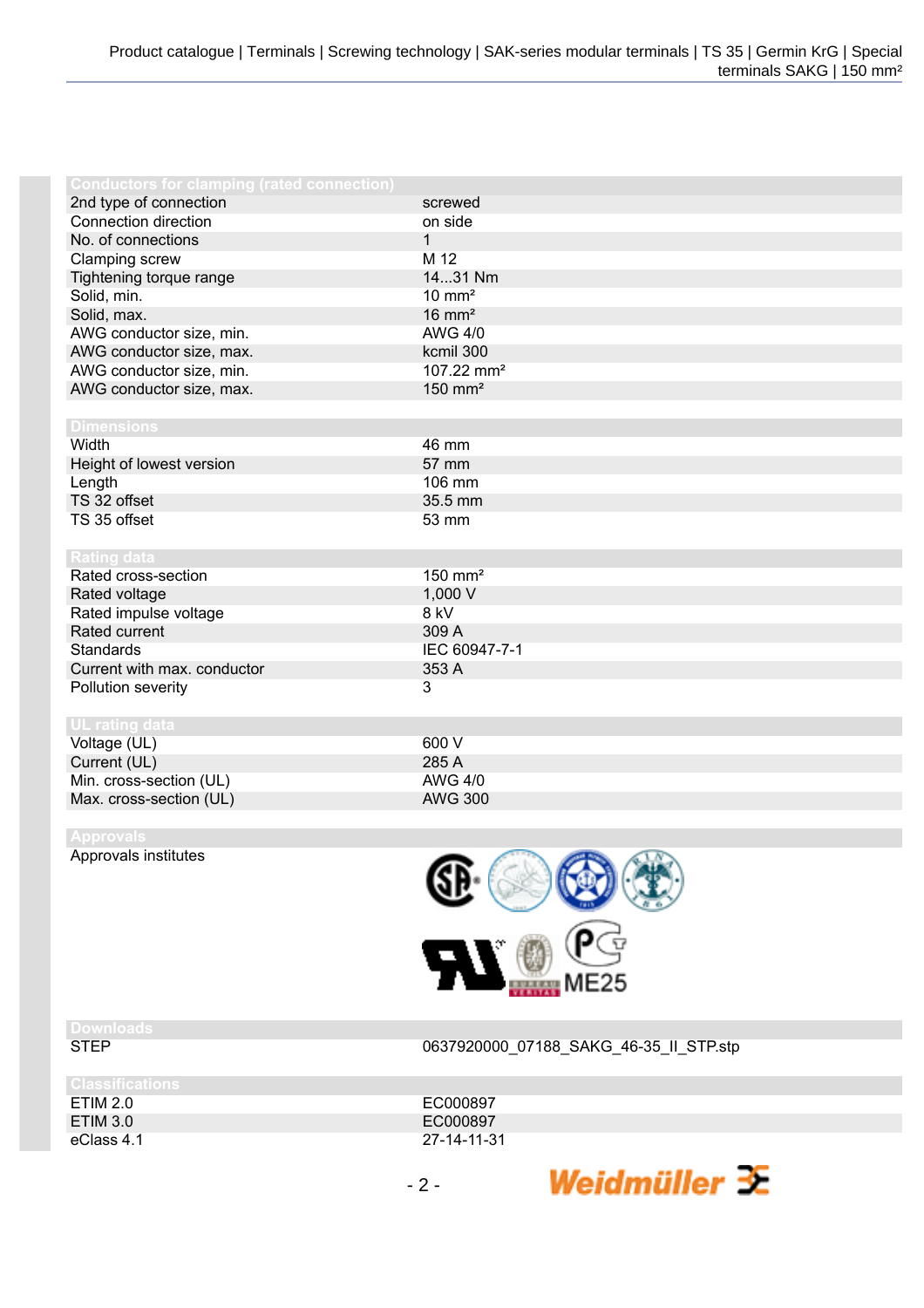### Conductors for clamping (rated connection)

| | |
|---|---|
| 2nd type of connection | screwed |
| Connection direction | on side |
| No. of connections | 1 |
| Clamping screw | M 12 |
| Tightening torque range | 14...31 Nm |
| Solid, min. | 10 mm² |
| Solid, max. | 16 mm² |
| AWG conductor size, min. | AWG 4/0 |
| AWG conductor size, max. | kcmil 300 |
| AWG conductor size, min. | 107.22 mm² |
| AWG conductor size, max. | 150 mm² |

### Dimensions

| | |
|---|---|
| Width | 46 mm |
| Height of lowest version | 57 mm |
| Length | 106 mm |
| TS 32 offset | 35.5 mm |
| TS 35 offset | 53 mm |

### Rating data

| | |
|---|---|
| Rated cross-section | 150 mm² |
| Rated voltage | 1,000 V |
| Rated impulse voltage | 8 kV |
| Rated current | 309 A |
| Standards | IEC 60947-7-1 |
| Current with max. conductor | 353 A |
| Pollution severity | 3 |

### UL rating data

| | |
|---|---|
| Voltage (UL) | 600 V |
| Current (UL) | 285 A |
| Min. cross-section (UL) | AWG 4/0 |
| Max. cross-section (UL) | AWG 300 |

### Approvals

| | |
|---|---|
| Approvals institutes | ME25 |

### Downloads

| | |
|---|---|
| STEP | 0637920000_07188_SAKG_46-35_II_STP.stp |

### Classifications

| | |
|---|---|
| ETIM 2.0 | EC000897 |
| ETIM 3.0 | EC000897 |
| eClass 4.1 | 27-14-11-31 |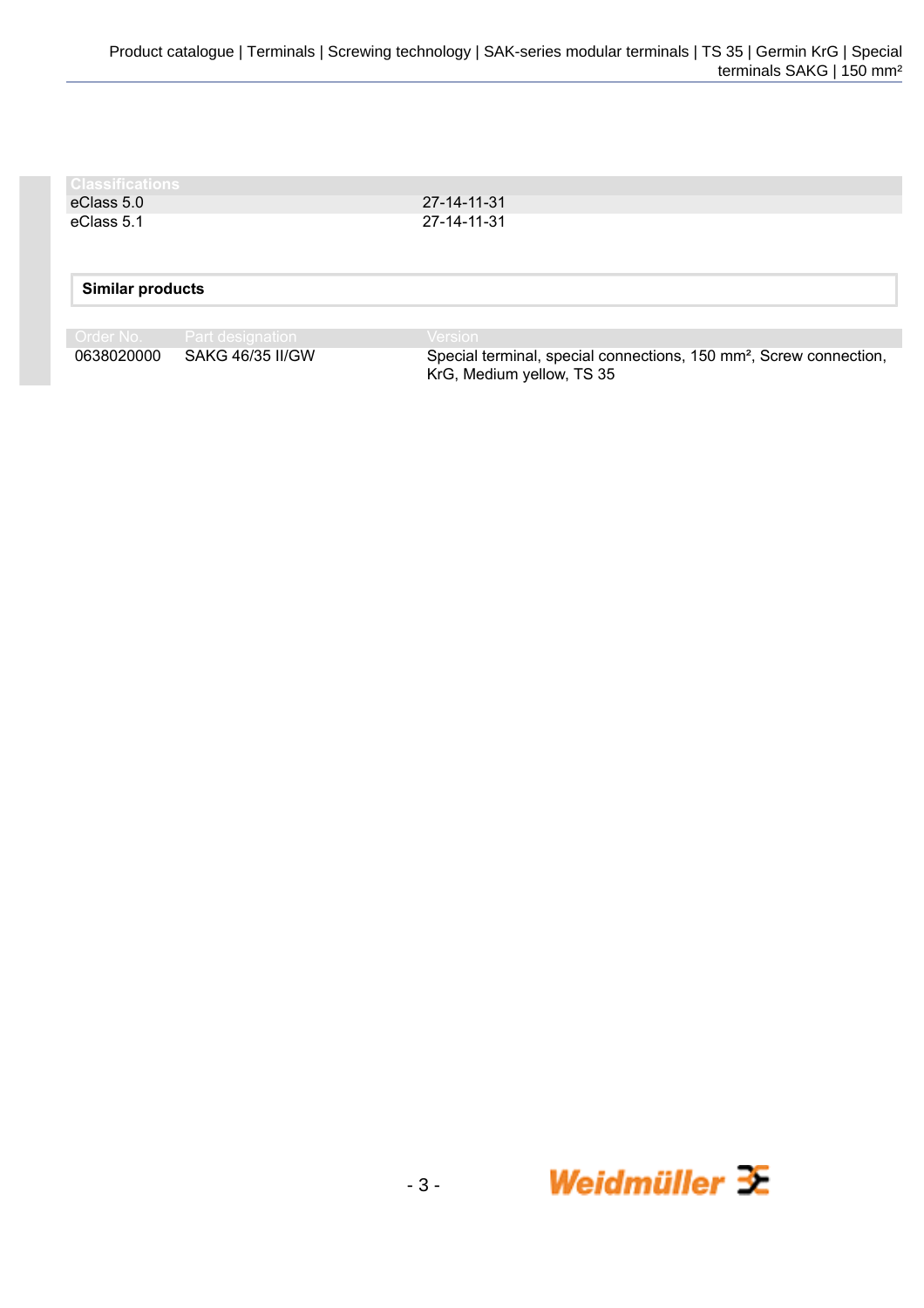| Classifications | |
|---|---|
| eClass 5.0 | 27-14-11-31 |
| eClass 5.1 | 27-14-11-31 |

**Similar products**

| Order No. | Part designation | Version |
|---|---|---|
| 0638020000 | SAKG 46/35 II/GW | Special terminal, special connections, 150 mm², Screw connection, KrG, Medium yellow, TS 35 |